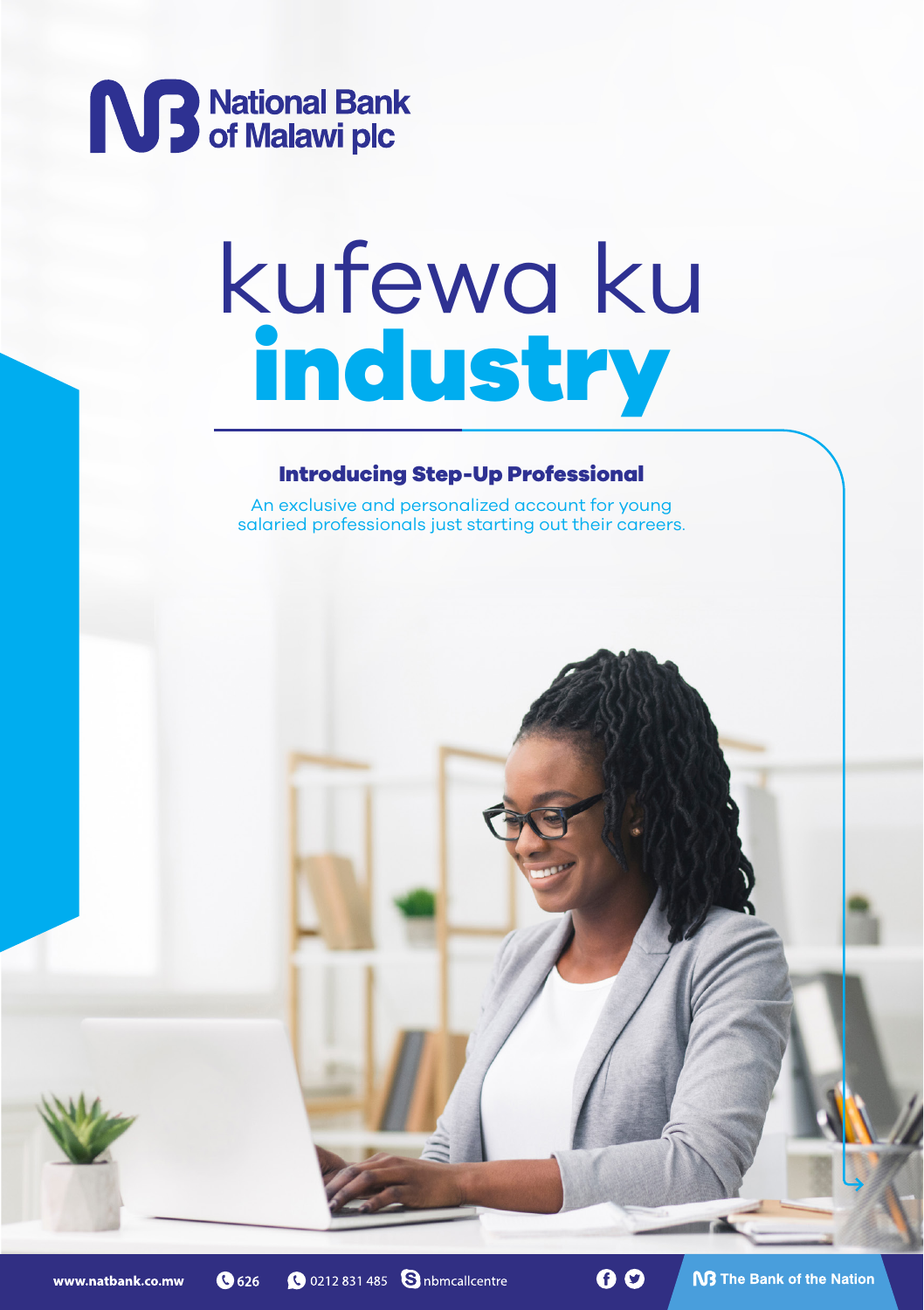National Bank of Malawi plc

# kufewa ku **industry**

### Introducing Step-Up Professional

An exclusive and personalized account for young salaried professionals just starting out their careers.

www.natbank.co.mw 626 0212 831 485 nbmcallcentre

The Bank of the Nation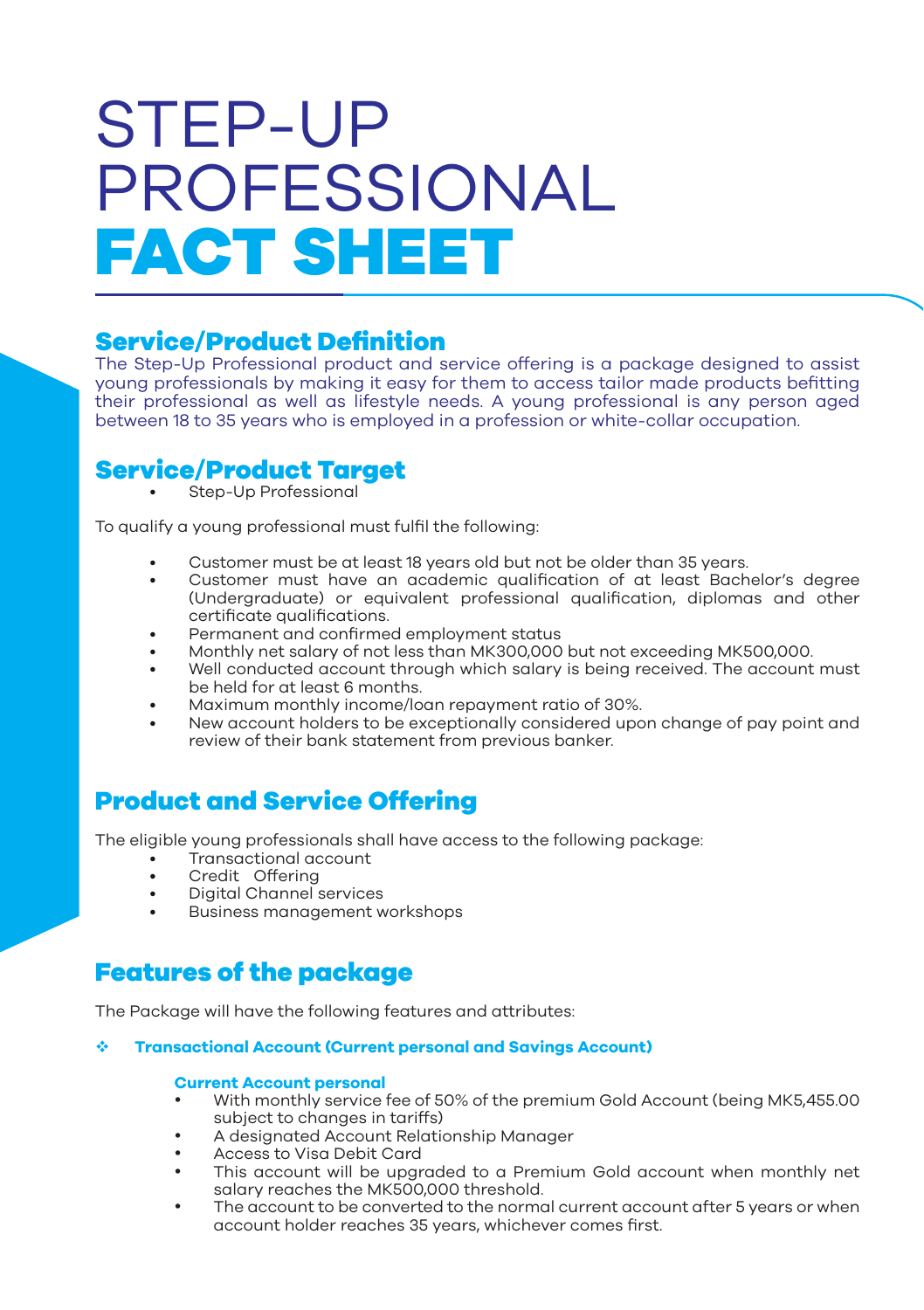# STEP-UP PROFESSIONAL FACT SHEET

## Service/Product Definition

The Step-Up Professional product and service offering is a package designed to assist young professionals by making it easy for them to access tailor made products befitting their professional as well as lifestyle needs. A young professional is any person aged between 18 to 35 years who is employed in a profession or white-collar occupation.

## Service/Product Target

- Step-Up Professional

To qualify a young professional must fulfil the following:

- Customer must be at least 18 years old but not be older than 35 years.
- Customer must have an academic qualification of at least Bachelor's degree (Undergraduate) or equivalent professional qualification, diplomas and other certificate qualifications.
- Permanent and confirmed employment status
- Monthly net salary of not less than MK300,000 but not exceeding MK500,000.
- Well conducted account through which salary is being received. The account must be held for at least 6 months.
- Maximum monthly income/loan repayment ratio of 30%.
- New account holders to be exceptionally considered upon change of pay point and review of their bank statement from previous banker.

## Product and Service Offering

The eligible young professionals shall have access to the following package:

- Transactional account
- Credit Offering
- Digital Channel services
- Business management workshops

## Features of the package

The Package will have the following features and attributes:

- **Transactional Account (Current personal and Savings Account)**

**Current Account personal**

- With monthly service fee of 50% of the premium Gold Account (being MK5,455.00 subject to changes in tariffs)
- A designated Account Relationship Manager
- Access to Visa Debit Card
- This account will be upgraded to a Premium Gold account when monthly net salary reaches the MK500,000 threshold.
- The account to be converted to the normal current account after 5 years or when account holder reaches 35 years, whichever comes first.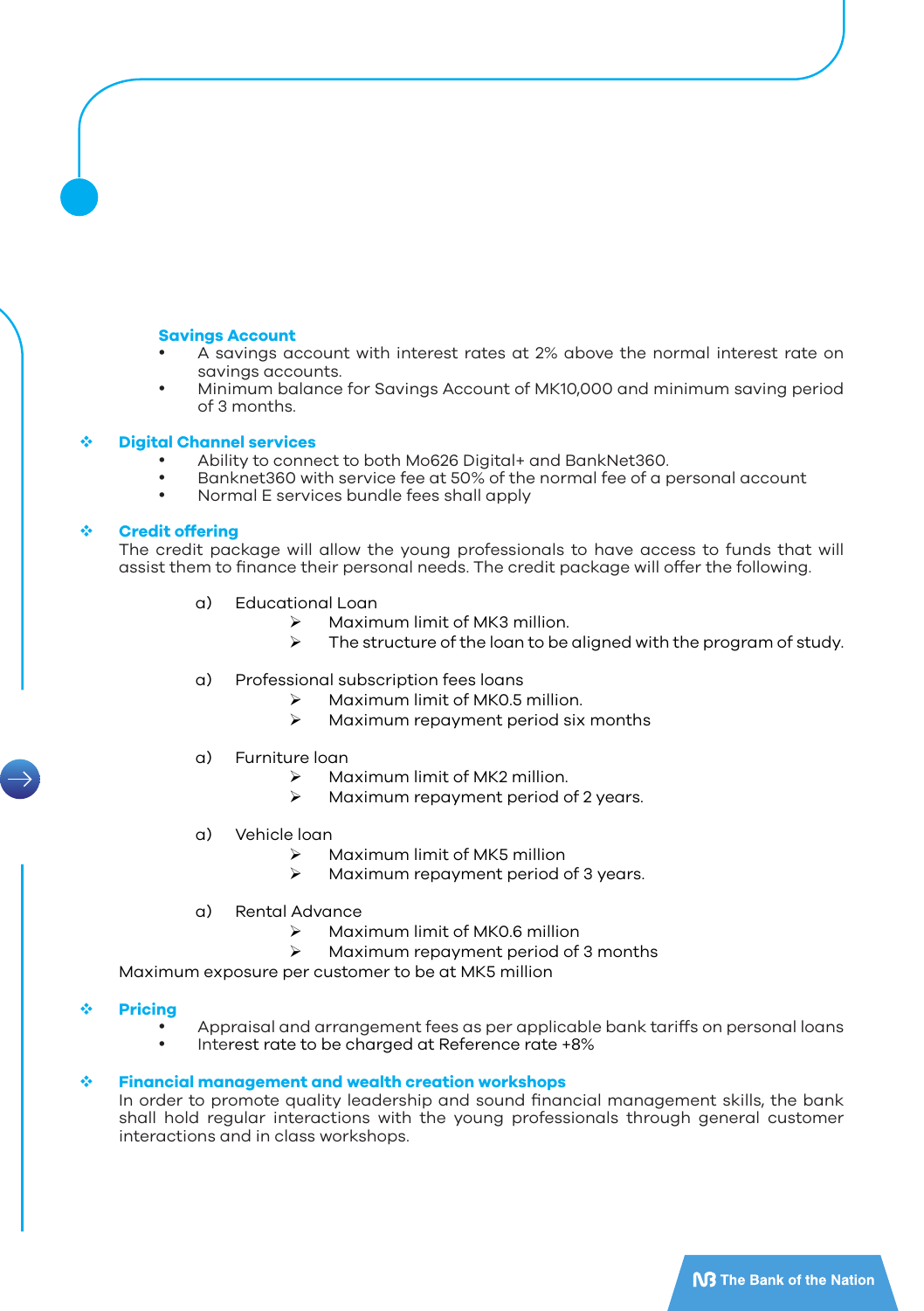### Savings Account

- A savings account with interest rates at 2% above the normal interest rate on savings accounts.
- Minimum balance for Savings Account of MK10,000 and minimum saving period of 3 months.

### ❖ Digital Channel services

- Ability to connect to both Mo626 Digital+ and BankNet360.
- Banknet360 with service fee at 50% of the normal fee of a personal account
- Normal E services bundle fees shall apply

### ❖ Credit offering

The credit package will allow the young professionals to have access to funds that will assist them to finance their personal needs. The credit package will offer the following.

a) Educational Loan
   - ➢ Maximum limit of MK3 million.
   - ➢ The structure of the loan to be aligned with the program of study.

a) Professional subscription fees loans
   - ➢ Maximum limit of MK0.5 million.
   - ➢ Maximum repayment period six months

a) Furniture loan
   - ➢ Maximum limit of MK2 million.
   - ➢ Maximum repayment period of 2 years.

a) Vehicle loan
   - ➢ Maximum limit of MK5 million
   - ➢ Maximum repayment period of 3 years.

a) Rental Advance
   - ➢ Maximum limit of MK0.6 million
   - ➢ Maximum repayment period of 3 months

Maximum exposure per customer to be at MK5 million

### ❖ Pricing

- Appraisal and arrangement fees as per applicable bank tariffs on personal loans
- Interest rate to be charged at Reference rate +8%

### ❖ Financial management and wealth creation workshops

In order to promote quality leadership and sound financial management skills, the bank shall hold regular interactions with the young professionals through general customer interactions and in class workshops.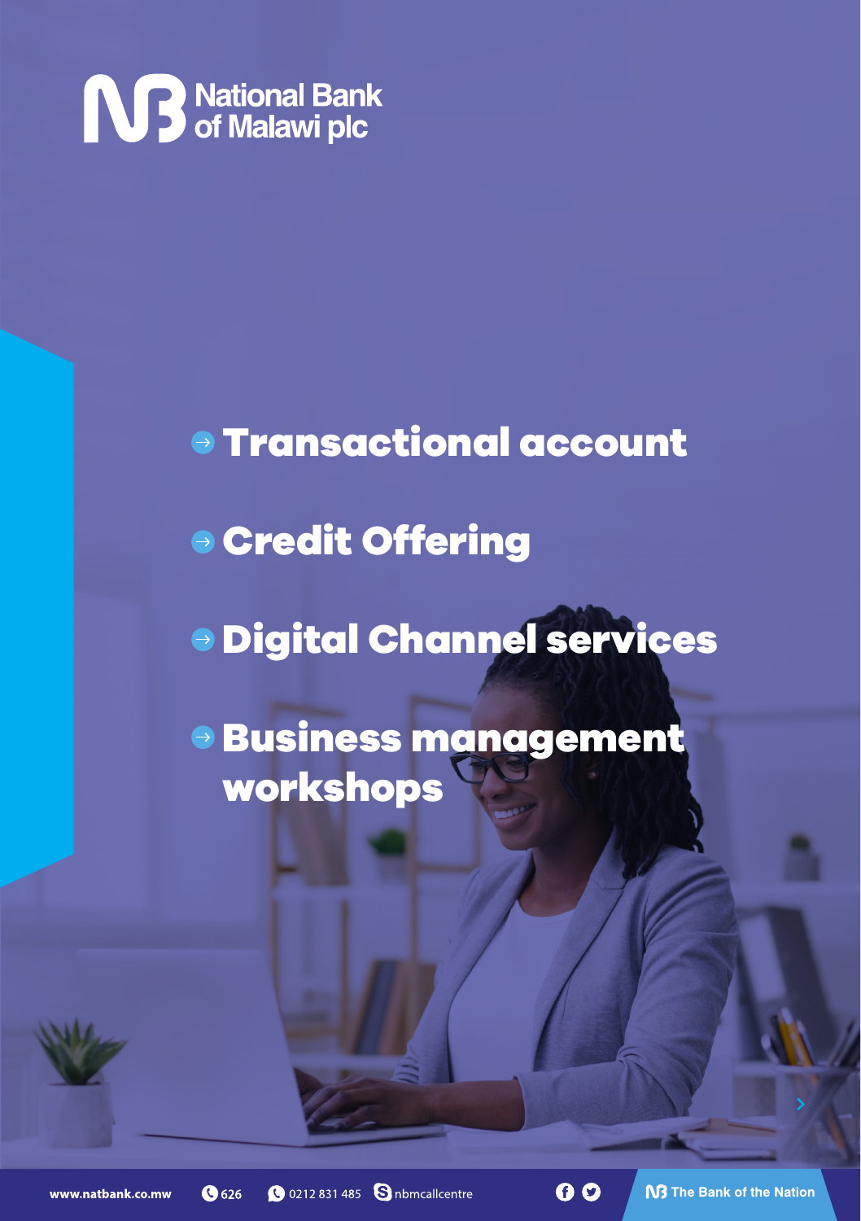National Bank of Malawi plc

- Transactional account
- Credit Offering
- Digital Channel services
- Business management workshops

www.natbank.co.mw 626 0212 831 485 nbmcallcentre

The Bank of the Nation